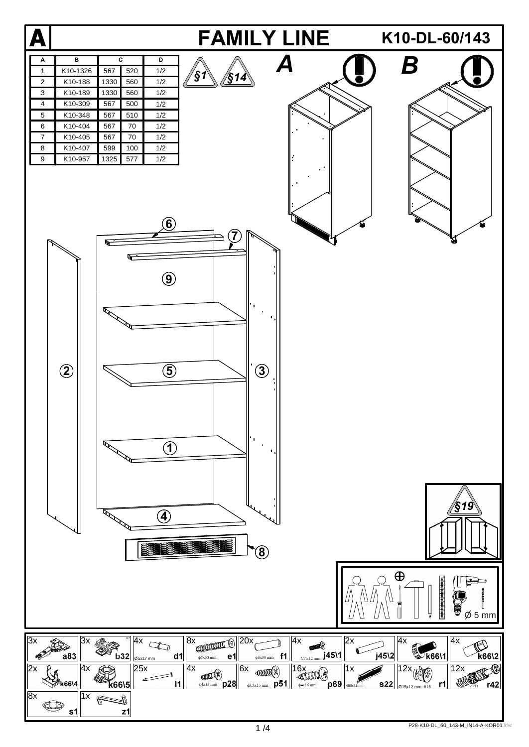# A FAMILY LINE K10-DL-60/143

| A | B | C | | D |
|---|---|---|---|---|
| 1 | K10-1326 | 567 | 520 | 1/2 |
| 2 | K10-188 | 1330 | 560 | 1/2 |
| 3 | K10-189 | 1330 | 560 | 1/2 |
| 4 | K10-309 | 567 | 500 | 1/2 |
| 5 | K10-348 | 567 | 510 | 1/2 |
| 6 | K10-404 | 567 | 70 | 1/2 |
| 7 | K10-405 | 567 | 70 | 1/2 |
| 8 | K10-407 | 599 | 100 | 1/2 |
| 9 | K10-957 | 1325 | 577 | 1/2 |

§1 §14

A B

6 7 9 5 2 3 1 4 8

§19

Ø 5 mm

| | | | | | | | | |
|---|---|---|---|---|---|---|---|---|
| 3x a83 | 3x b32 | 4x Ø5x17 mm d1 | 8x ϕ7x50 mm e1 | 20x ϕ8x30 mm f1 | 4x M4x12 mm j45\1 | 2x j45\2 | 4x k66\1 | 4x k66\2 |
| 2x k66\4 | 4x k66\5 | 25x l1 | 4x ϕ4x13 mm p28 | 6x ϕ3,5x15 mm p51 | 16x ϕ4x16 mm p69 | 1x 480x81mm s22 | 12x Ø15x12 mm #16 r1 | 12x 20/11 r42 |
| 8x s1 | 1x z1 | | | | | | | |

P28-K10-DL_60_143-M_IN14-A-KOR01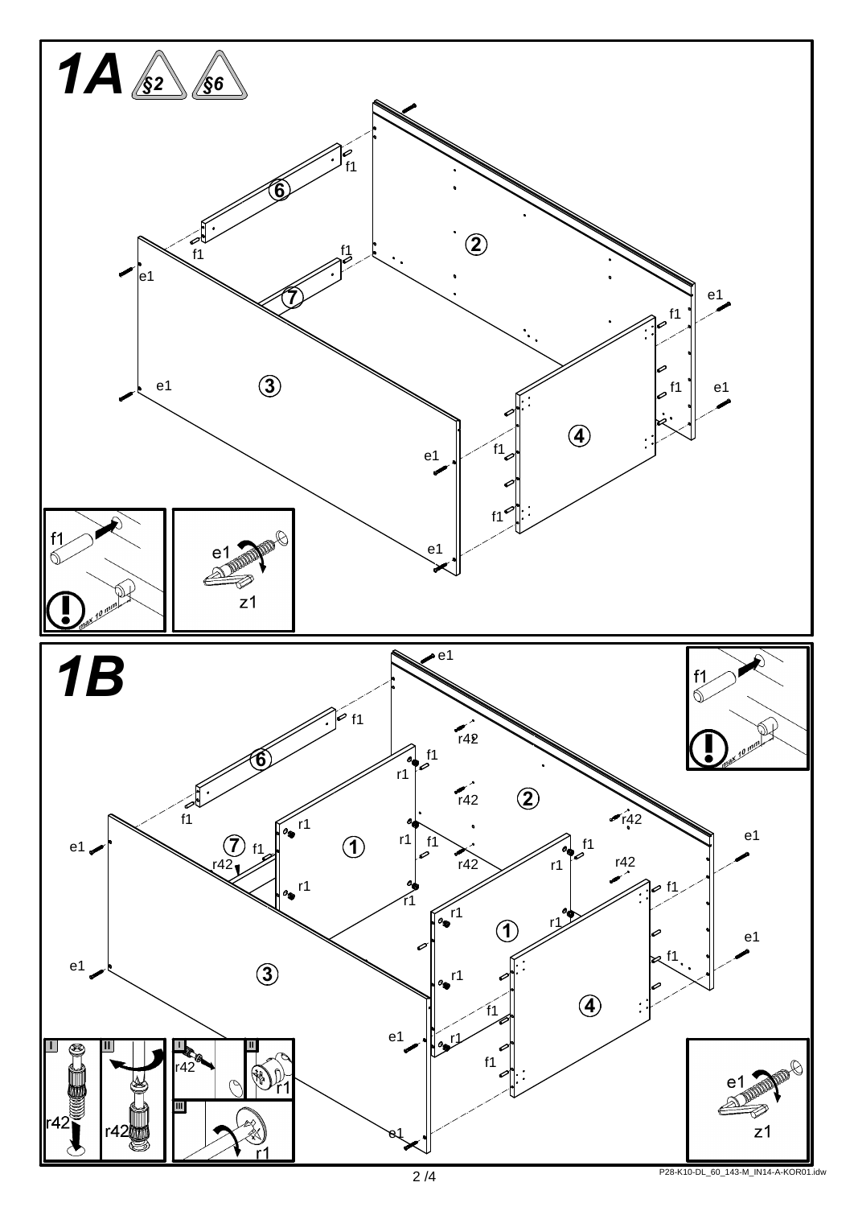# 1A

§2 §6

f1

max 10 mm

e1

z1

# 1B

f1

max 10 mm

r42

r1

e1

z1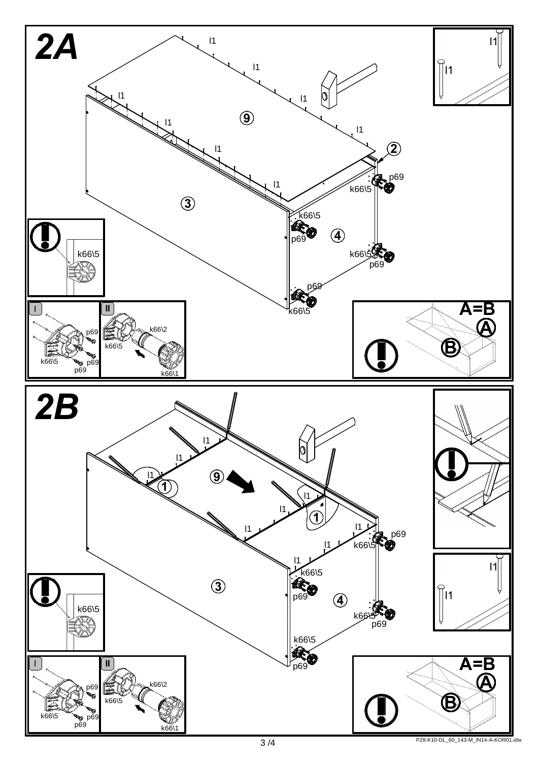# 2A

l1

l1

l1

l1

l1

l1

l1

l1

9

2

3

4

p69

k66\5

k66\5

p69

k66\5

p69

p69

k66\5

k66\5

I

II

p69

k66\2

k66\5

k66\5

p69

p69

k66\1

A=B

A

B

# 2B

l1

l1

l1

9

1

l1

l1

1

l1

l1

l1

l1

p69

k66\5

3

k66\5

p69

4

k66\5

p69

k66\5

p69

k66\5

I

II

p69

k66\2

k66\5

k66\5

p69

p69

k66\1

A=B

A

B

P28-K10-DL_60_143-M_IN14-A-KOR01.idw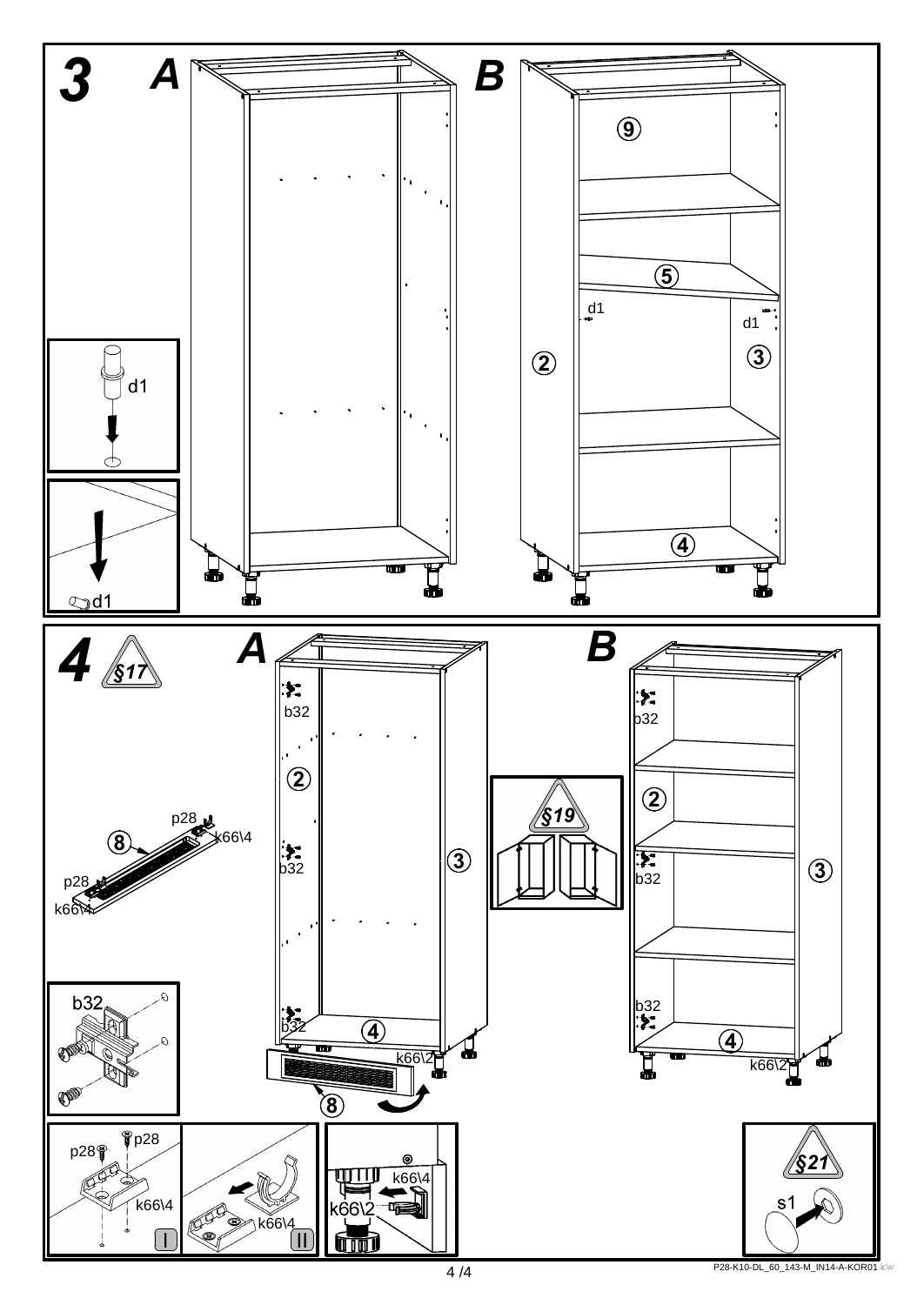3

A

B

9

5

d1

d1

2

3

4

d1

d1

4

§17

A

B

b32

b32

2

2

§19

p28

8

k66\4

b32

3

b32

3

p28

k66\4

b32

b32

b32

4

4

k66\2

k66\2

8

p28

p28

k66\4

k66\4

k66\4

k66\2

§21

s1

I

II

P28-K10-DL_60_143-M_IN14-A-KOR01